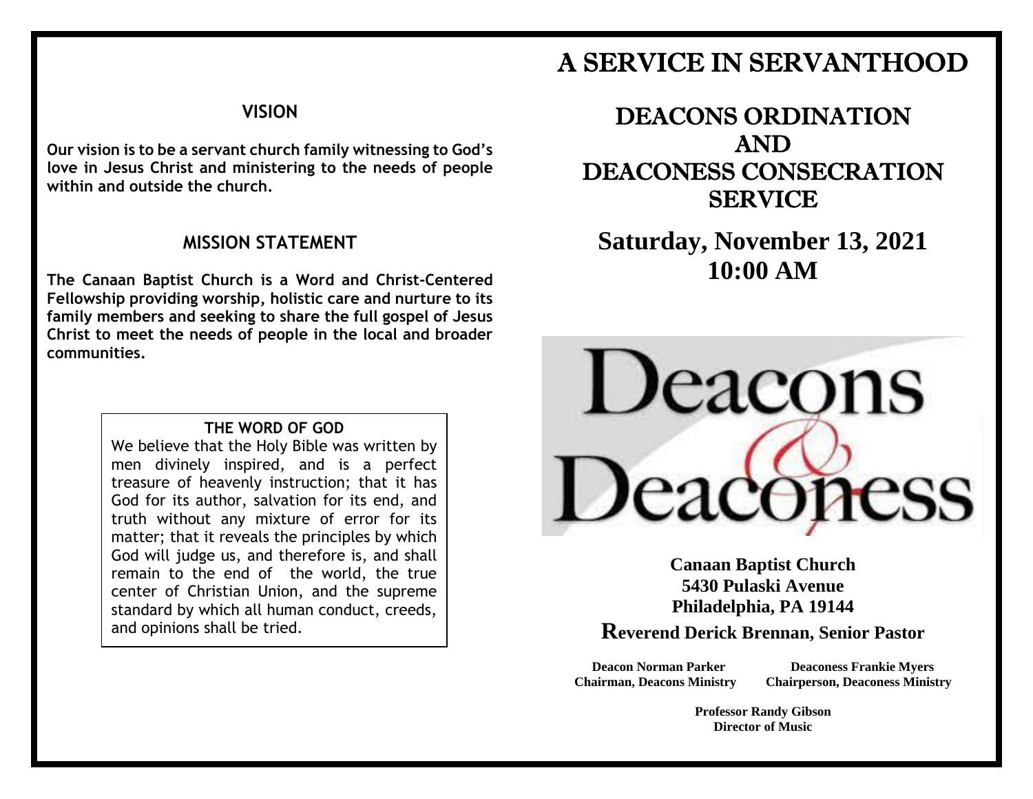## VISION

**Our vision is to be a servant church family witnessing to God's love in Jesus Christ and ministering to the needs of people within and outside the church.**

## MISSION STATEMENT

**The Canaan Baptist Church is a Word and Christ-Centered Fellowship providing worship, holistic care and nurture to its family members and seeking to share the full gospel of Jesus Christ to meet the needs of people in the local and broader communities.**

**THE WORD OF GOD**

We believe that the Holy Bible was written by men divinely inspired, and is a perfect treasure of heavenly instruction; that it has God for its author, salvation for its end, and truth without any mixture of error for its matter; that it reveals the principles by which God will judge us, and therefore is, and shall remain to the end of the world, the true center of Christian Union, and the supreme standard by which all human conduct, creeds, and opinions shall be tried.

# A SERVICE IN SERVANTHOOD

## DEACONS ORDINATION AND DEACONESS CONSECRATION SERVICE

## Saturday, November 13, 2021
## 10:00 AM

Deacons & Deaconess

**Canaan Baptist Church**
**5430 Pulaski Avenue**
**Philadelphia, PA 19144**

**Reverend Derick Brennan, Senior Pastor**

**Deacon Norman Parker**
**Chairman, Deacons Ministry**

**Deaconess Frankie Myers**
**Chairperson, Deaconess Ministry**

**Professor Randy Gibson**
**Director of Music**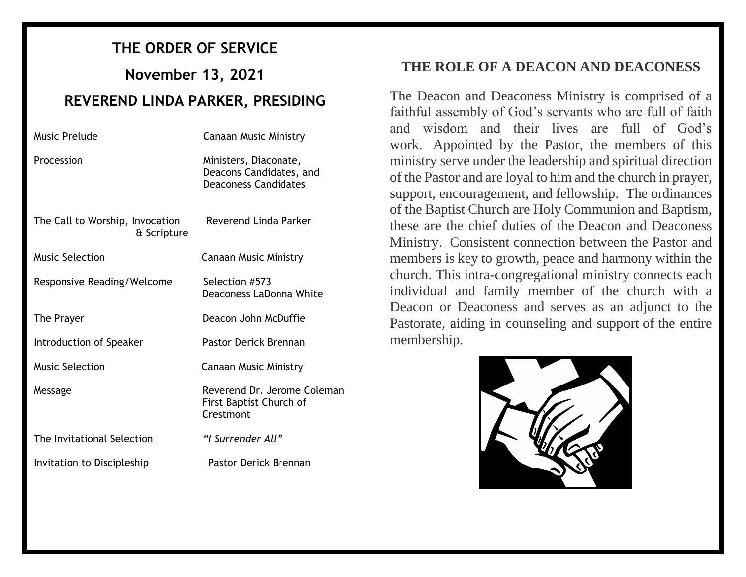# THE ORDER OF SERVICE

## November 13, 2021

## REVEREND LINDA PARKER, PRESIDING

| | |
|---|---|
| Music Prelude | Canaan Music Ministry |
| Procession | Ministers, Diaconate, Deacons Candidates, and Deaconess Candidates |
| The Call to Worship, Invocation & Scripture | Reverend Linda Parker |
| Music Selection | Canaan Music Ministry |
| Responsive Reading/Welcome | Selection #573 Deaconess LaDonna White |
| The Prayer | Deacon John McDuffie |
| Introduction of Speaker | Pastor Derick Brennan |
| Music Selection | Canaan Music Ministry |
| Message | Reverend Dr. Jerome Coleman First Baptist Church of Crestmont |
| The Invitational Selection | *"I Surrender All"* |
| Invitation to Discipleship | Pastor Derick Brennan |

## THE ROLE OF A DEACON AND DEACONESS

The Deacon and Deaconess Ministry is comprised of a faithful assembly of God's servants who are full of faith and wisdom and their lives are full of God's work. Appointed by the Pastor, the members of this ministry serve under the leadership and spiritual direction of the Pastor and are loyal to him and the church in prayer, support, encouragement, and fellowship. The ordinances of the Baptist Church are Holy Communion and Baptism, these are the chief duties of the Deacon and Deaconess Ministry. Consistent connection between the Pastor and members is key to growth, peace and harmony within the church. This intra-congregational ministry connects each individual and family member of the church with a Deacon or Deaconess and serves as an adjunct to the Pastorate, aiding in counseling and support of the entire membership.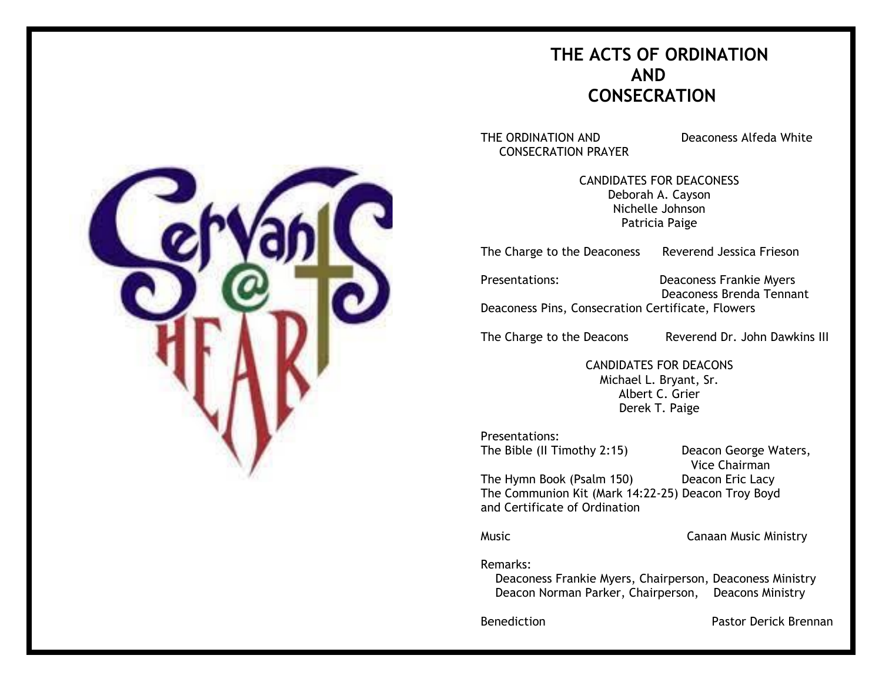# THE ACTS OF ORDINATION AND CONSECRATION

THE ORDINATION AND CONSECRATION PRAYER — Deaconess Alfeda White

CANDIDATES FOR DEACONESS
Deborah A. Cayson
Nichelle Johnson
Patricia Paige

The Charge to the Deaconess — Reverend Jessica Frieson

Presentations: — Deaconess Frankie Myers, Deaconess Brenda Tennant
Deaconess Pins, Consecration Certificate, Flowers

The Charge to the Deacons — Reverend Dr. John Dawkins III

CANDIDATES FOR DEACONS
Michael L. Bryant, Sr.
Albert C. Grier
Derek T. Paige

Presentations:
The Bible (II Timothy 2:15) — Deacon George Waters, Vice Chairman
The Hymn Book (Psalm 150) — Deacon Eric Lacy
The Communion Kit (Mark 14:22-25) and Certificate of Ordination — Deacon Troy Boyd

Music — Canaan Music Ministry

Remarks:
Deaconess Frankie Myers, Chairperson, Deaconess Ministry
Deacon Norman Parker, Chairperson, Deacons Ministry

Benediction — Pastor Derick Brennan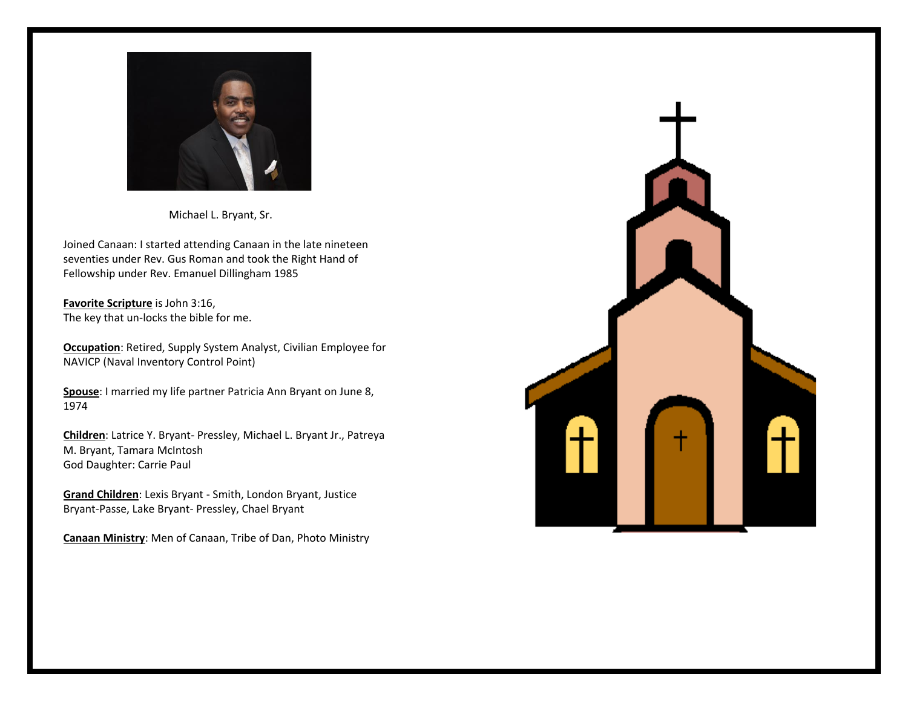Michael L. Bryant, Sr.

Joined Canaan: I started attending Canaan in the late nineteen seventies under Rev. Gus Roman and took the Right Hand of Fellowship under Rev. Emanuel Dillingham 1985

**Favorite Scripture** is John 3:16,
The key that un-locks the bible for me.

**Occupation**: Retired, Supply System Analyst, Civilian Employee for NAVICP (Naval Inventory Control Point)

**Spouse**: I married my life partner Patricia Ann Bryant on June 8, 1974

**Children**: Latrice Y. Bryant- Pressley, Michael L. Bryant Jr., Patreya M. Bryant, Tamara McIntosh
God Daughter: Carrie Paul

**Grand Children**: Lexis Bryant - Smith, London Bryant, Justice Bryant-Passe, Lake Bryant- Pressley, Chael Bryant

**Canaan Ministry**: Men of Canaan, Tribe of Dan, Photo Ministry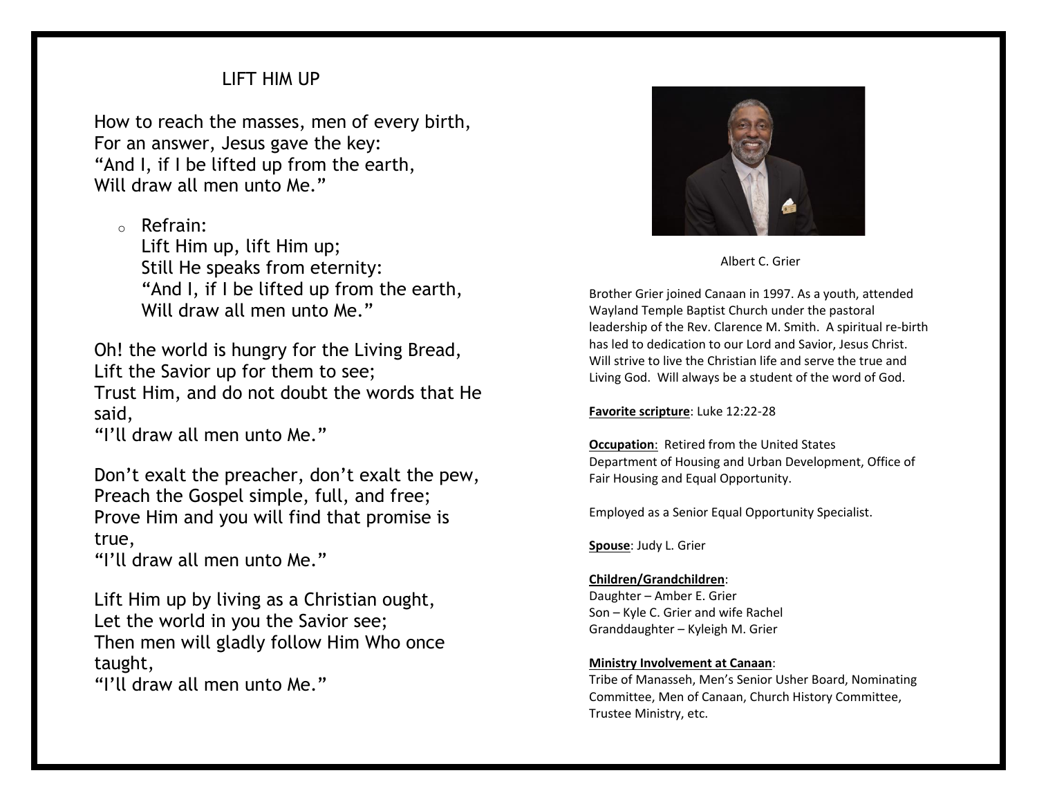## LIFT HIM UP

How to reach the masses, men of every birth,
For an answer, Jesus gave the key:
"And I, if I be lifted up from the earth,
Will draw all men unto Me."

- Refrain:
  Lift Him up, lift Him up;
  Still He speaks from eternity:
  "And I, if I be lifted up from the earth,
  Will draw all men unto Me."

Oh! the world is hungry for the Living Bread,
Lift the Savior up for them to see;
Trust Him, and do not doubt the words that He said,
"I'll draw all men unto Me."

Don't exalt the preacher, don't exalt the pew,
Preach the Gospel simple, full, and free;
Prove Him and you will find that promise is true,
"I'll draw all men unto Me."

Lift Him up by living as a Christian ought,
Let the world in you the Savior see;
Then men will gladly follow Him Who once taught,
"I'll draw all men unto Me."

Albert C. Grier

Brother Grier joined Canaan in 1997. As a youth, attended Wayland Temple Baptist Church under the pastoral leadership of the Rev. Clarence M. Smith. A spiritual re-birth has led to dedication to our Lord and Savior, Jesus Christ. Will strive to live the Christian life and serve the true and Living God. Will always be a student of the word of God.

**Favorite scripture**: Luke 12:22-28

**Occupation**: Retired from the United States Department of Housing and Urban Development, Office of Fair Housing and Equal Opportunity.

Employed as a Senior Equal Opportunity Specialist.

**Spouse**: Judy L. Grier

**Children/Grandchildren**:
Daughter – Amber E. Grier
Son – Kyle C. Grier and wife Rachel
Granddaughter – Kyleigh M. Grier

**Ministry Involvement at Canaan**:
Tribe of Manasseh, Men's Senior Usher Board, Nominating Committee, Men of Canaan, Church History Committee, Trustee Ministry, etc.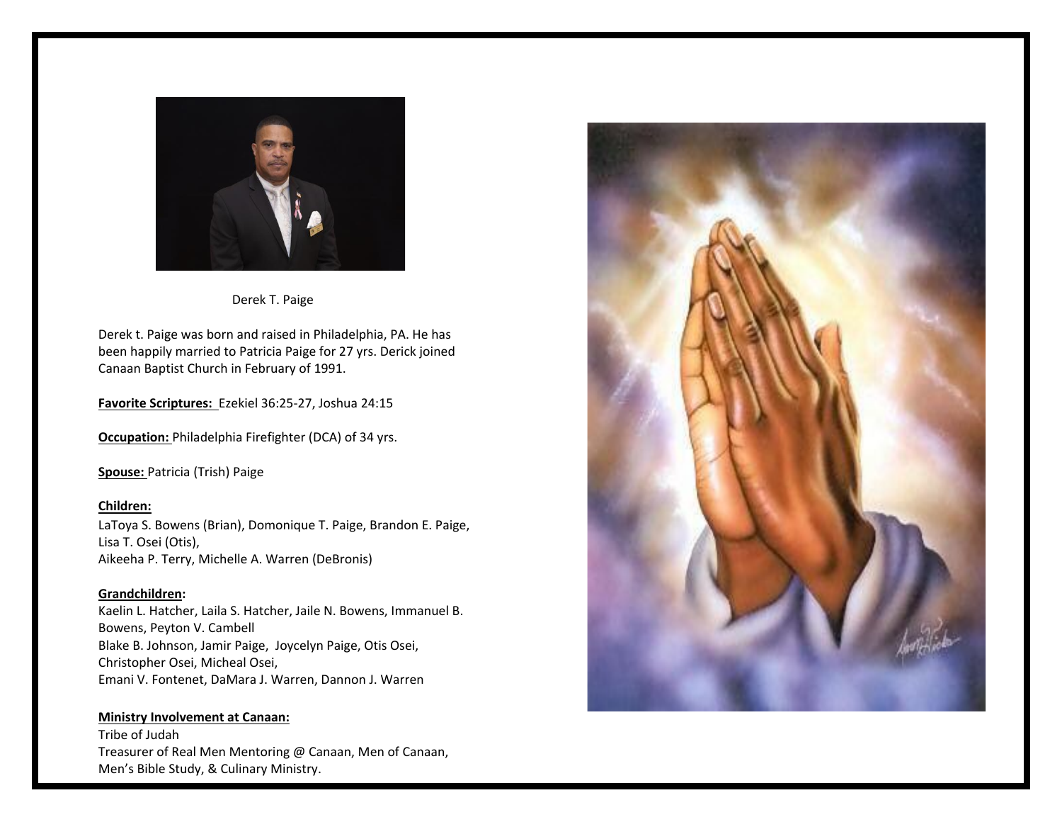Derek T. Paige

Derek t. Paige was born and raised in Philadelphia, PA. He has been happily married to Patricia Paige for 27 yrs. Derick joined Canaan Baptist Church in February of 1991.

**Favorite Scriptures:** Ezekiel 36:25-27, Joshua 24:15

**Occupation:** Philadelphia Firefighter (DCA) of 34 yrs.

**Spouse:** Patricia (Trish) Paige

**Children:**
LaToya S. Bowens (Brian), Domonique T. Paige, Brandon E. Paige, Lisa T. Osei (Otis),
Aikeeha P. Terry, Michelle A. Warren (DeBronis)

**Grandchildren:**
Kaelin L. Hatcher, Laila S. Hatcher, Jaile N. Bowens, Immanuel B. Bowens, Peyton V. Cambell
Blake B. Johnson, Jamir Paige, Joycelyn Paige, Otis Osei, Christopher Osei, Micheal Osei,
Emani V. Fontenet, DaMara J. Warren, Dannon J. Warren

**Ministry Involvement at Canaan:**
Tribe of Judah
Treasurer of Real Men Mentoring @ Canaan, Men of Canaan, Men's Bible Study, & Culinary Ministry.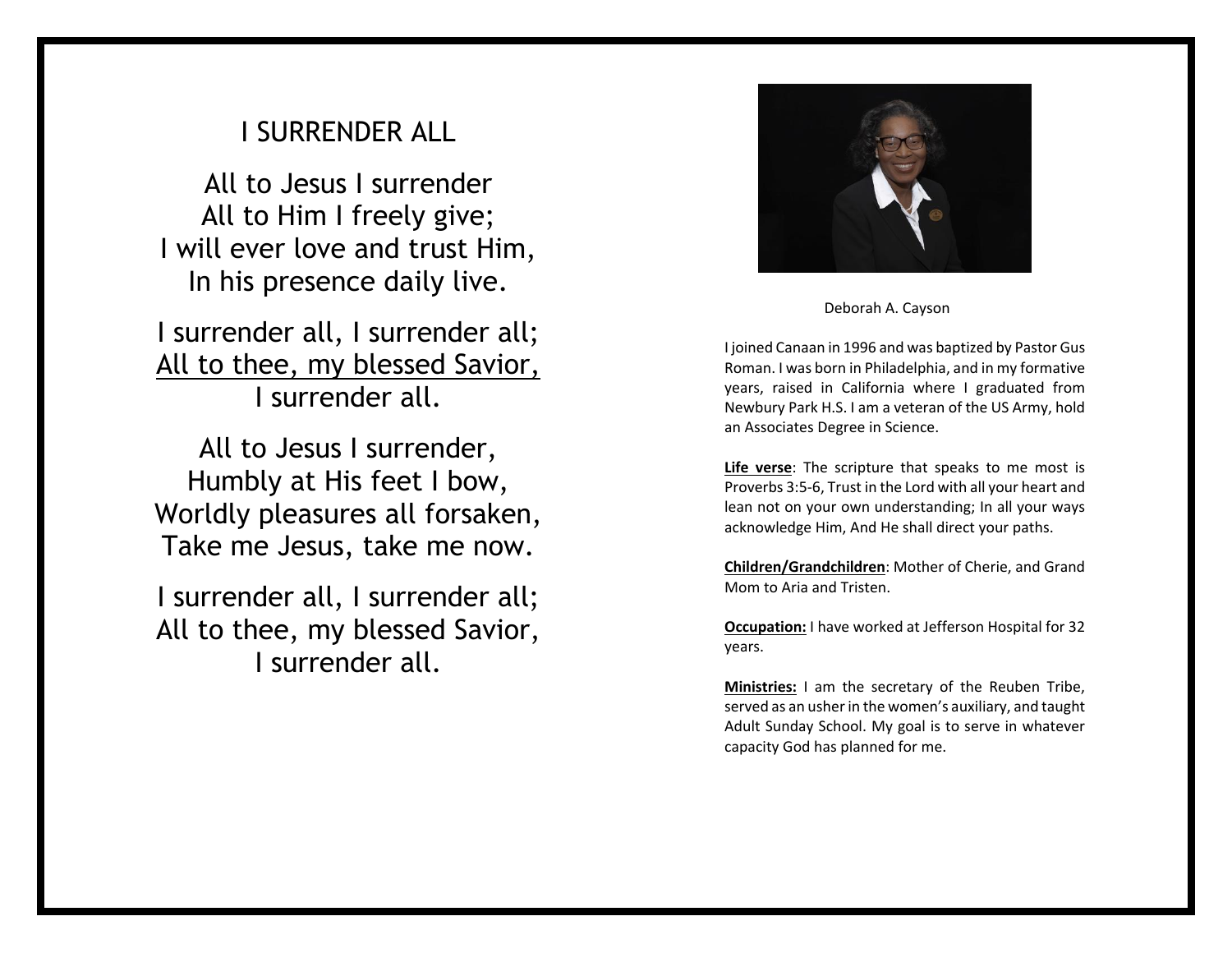# I SURRENDER ALL

All to Jesus I surrender
All to Him I freely give;
I will ever love and trust Him,
In his presence daily live.

I surrender all, I surrender all;
<u>All to thee, my blessed Savior,</u>
I surrender all.

All to Jesus I surrender,
Humbly at His feet I bow,
Worldly pleasures all forsaken,
Take me Jesus, take me now.

I surrender all, I surrender all;
All to thee, my blessed Savior,
I surrender all.

Deborah A. Cayson

I joined Canaan in 1996 and was baptized by Pastor Gus Roman. I was born in Philadelphia, and in my formative years, raised in California where I graduated from Newbury Park H.S. I am a veteran of the US Army, hold an Associates Degree in Science.

**<u>Life verse</u>**: The scripture that speaks to me most is Proverbs 3:5-6, Trust in the Lord with all your heart and lean not on your own understanding; In all your ways acknowledge Him, And He shall direct your paths.

**<u>Children/Grandchildren</u>**: Mother of Cherie, and Grand Mom to Aria and Tristen.

**<u>Occupation:</u>** I have worked at Jefferson Hospital for 32 years.

**<u>Ministries:</u>** I am the secretary of the Reuben Tribe, served as an usher in the women's auxiliary, and taught Adult Sunday School. My goal is to serve in whatever capacity God has planned for me.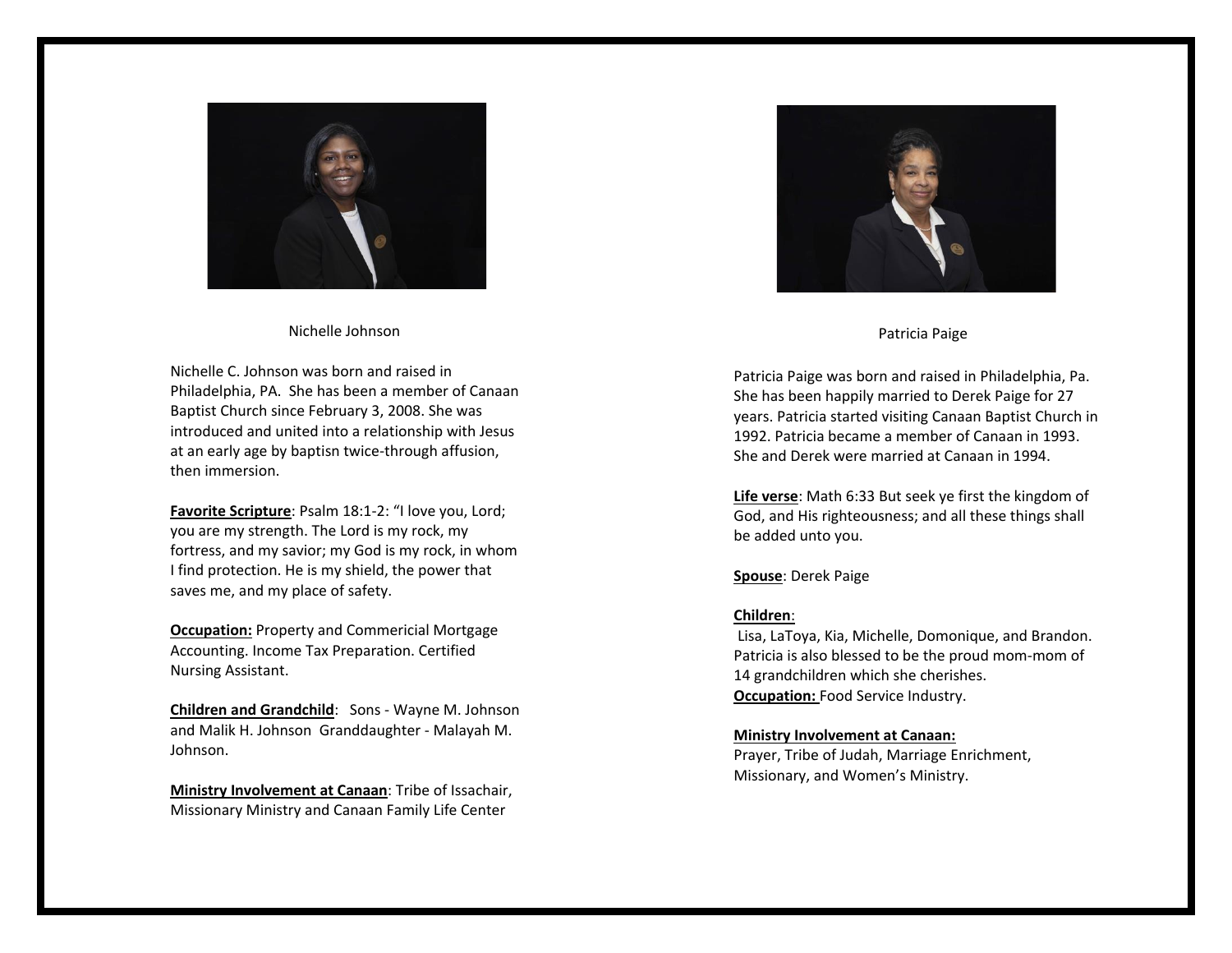Nichelle Johnson

Nichelle C. Johnson was born and raised in Philadelphia, PA. She has been a member of Canaan Baptist Church since February 3, 2008. She was introduced and united into a relationship with Jesus at an early age by baptisn twice-through affusion, then immersion.

**Favorite Scripture**: Psalm 18:1-2: "I love you, Lord; you are my strength. The Lord is my rock, my fortress, and my savior; my God is my rock, in whom I find protection. He is my shield, the power that saves me, and my place of safety.

**Occupation:** Property and Commericial Mortgage Accounting. Income Tax Preparation. Certified Nursing Assistant.

**Children and Grandchild**: Sons - Wayne M. Johnson and Malik H. Johnson Granddaughter - Malayah M. Johnson.

**Ministry Involvement at Canaan**: Tribe of Issachair, Missionary Ministry and Canaan Family Life Center

Patricia Paige

Patricia Paige was born and raised in Philadelphia, Pa. She has been happily married to Derek Paige for 27 years. Patricia started visiting Canaan Baptist Church in 1992. Patricia became a member of Canaan in 1993. She and Derek were married at Canaan in 1994.

**Life verse**: Math 6:33 But seek ye first the kingdom of God, and His righteousness; and all these things shall be added unto you.

**Spouse**: Derek Paige

**Children**:
Lisa, LaToya, Kia, Michelle, Domonique, and Brandon. Patricia is also blessed to be the proud mom-mom of 14 grandchildren which she cherishes.
**Occupation:** Food Service Industry.

**Ministry Involvement at Canaan:**
Prayer, Tribe of Judah, Marriage Enrichment, Missionary, and Women's Ministry.